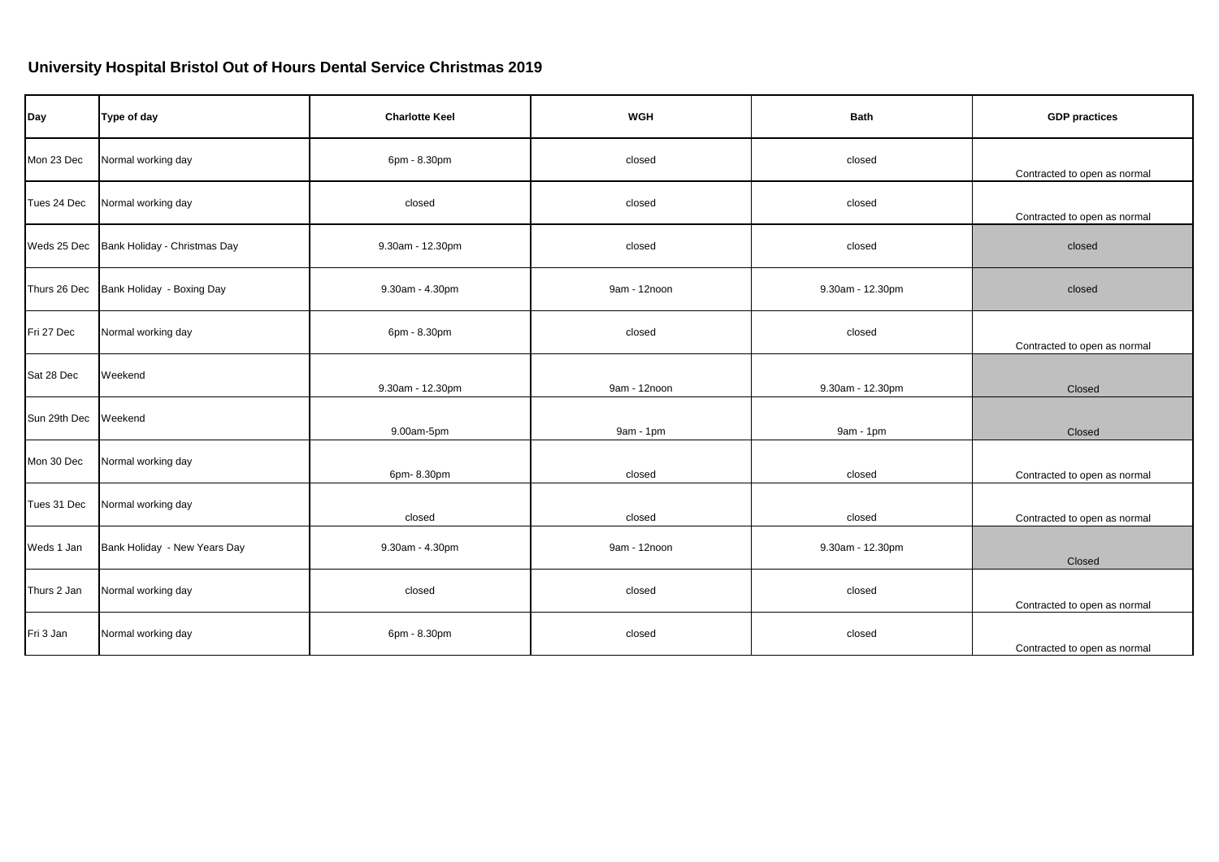# University Hospital Bristol Out of Hours Dental Service Christmas 2019

| Day | Type of day | Charlotte Keel | WGH | Bath | GDP practices |
|---|---|---|---|---|---|
| Mon 23 Dec | Normal working day | 6pm - 8.30pm | closed | closed | Contracted to open as normal |
| Tues 24 Dec | Normal working day | closed | closed | closed | Contracted to open as normal |
| Weds 25 Dec | Bank Holiday - Christmas Day | 9.30am - 12.30pm | closed | closed | closed |
| Thurs 26 Dec | Bank Holiday - Boxing Day | 9.30am - 4.30pm | 9am - 12noon | 9.30am - 12.30pm | closed |
| Fri 27 Dec | Normal working day | 6pm - 8.30pm | closed | closed | Contracted to open as normal |
| Sat 28 Dec | Weekend | 9.30am - 12.30pm | 9am - 12noon | 9.30am - 12.30pm | Closed |
| Sun 29th Dec | Weekend | 9.00am-5pm | 9am - 1pm | 9am - 1pm | Closed |
| Mon 30 Dec | Normal working day | 6pm- 8.30pm | closed | closed | Contracted to open as normal |
| Tues 31 Dec | Normal working day | closed | closed | closed | Contracted to open as normal |
| Weds 1 Jan | Bank Holiday - New Years Day | 9.30am - 4.30pm | 9am - 12noon | 9.30am - 12.30pm | Closed |
| Thurs 2 Jan | Normal working day | closed | closed | closed | Contracted to open as normal |
| Fri 3 Jan | Normal working day | 6pm - 8.30pm | closed | closed | Contracted to open as normal |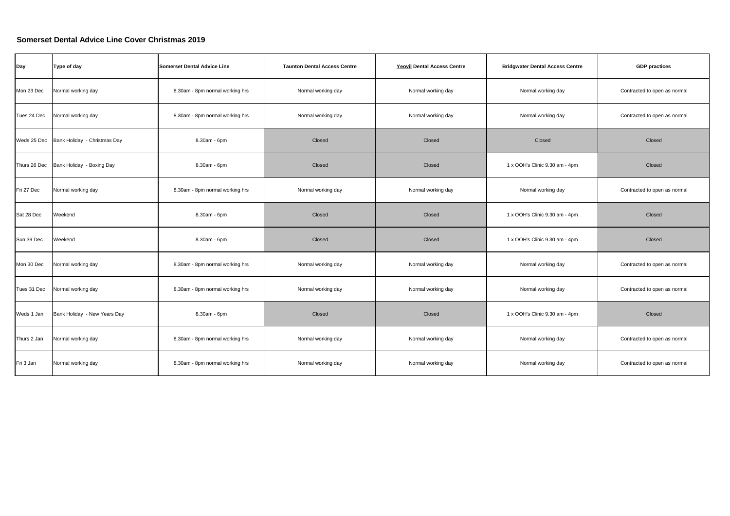## Somerset Dental Advice Line Cover Christmas 2019

| Day | Type of day | Somerset Dental Advice Line | Taunton Dental Access Centre | Yeovil Dental Access Centre | Bridgwater Dental Access Centre | GDP practices |
|---|---|---|---|---|---|---|
| Mon 23 Dec | Normal working day | 8.30am - 8pm normal working hrs | Normal working day | Normal working day | Normal working day | Contracted to open as normal |
| Tues 24 Dec | Normal working day | 8.30am - 8pm normal working hrs | Normal working day | Normal working day | Normal working day | Contracted to open as normal |
| Weds 25 Dec | Bank Holiday - Christmas Day | 8.30am - 6pm | Closed | Closed | Closed | Closed |
| Thurs 26 Dec | Bank Holiday - Boxing Day | 8.30am - 6pm | Closed | Closed | 1 x OOH's Clinic 9.30 am - 4pm | Closed |
| Fri 27 Dec | Normal working day | 8.30am - 8pm normal working hrs | Normal working day | Normal working day | Normal working day | Contracted to open as normal |
| Sat 28 Dec | Weekend | 8.30am - 6pm | Closed | Closed | 1 x OOH's Clinic 9.30 am - 4pm | Closed |
| Sun 39 Dec | Weekend | 8.30am - 6pm | Closed | Closed | 1 x OOH's Clinic 9.30 am - 4pm | Closed |
| Mon 30 Dec | Normal working day | 8.30am - 8pm normal working hrs | Normal working day | Normal working day | Normal working day | Contracted to open as normal |
| Tues 31 Dec | Normal working day | 8.30am - 8pm normal working hrs | Normal working day | Normal working day | Normal working day | Contracted to open as normal |
| Weds 1 Jan | Bank Holiday - New Years Day | 8.30am - 6pm | Closed | Closed | 1 x OOH's Clinic 9.30 am - 4pm | Closed |
| Thurs 2 Jan | Normal working day | 8.30am - 8pm normal working hrs | Normal working day | Normal working day | Normal working day | Contracted to open as normal |
| Fri 3 Jan | Normal working day | 8.30am - 8pm normal working hrs | Normal working day | Normal working day | Normal working day | Contracted to open as normal |